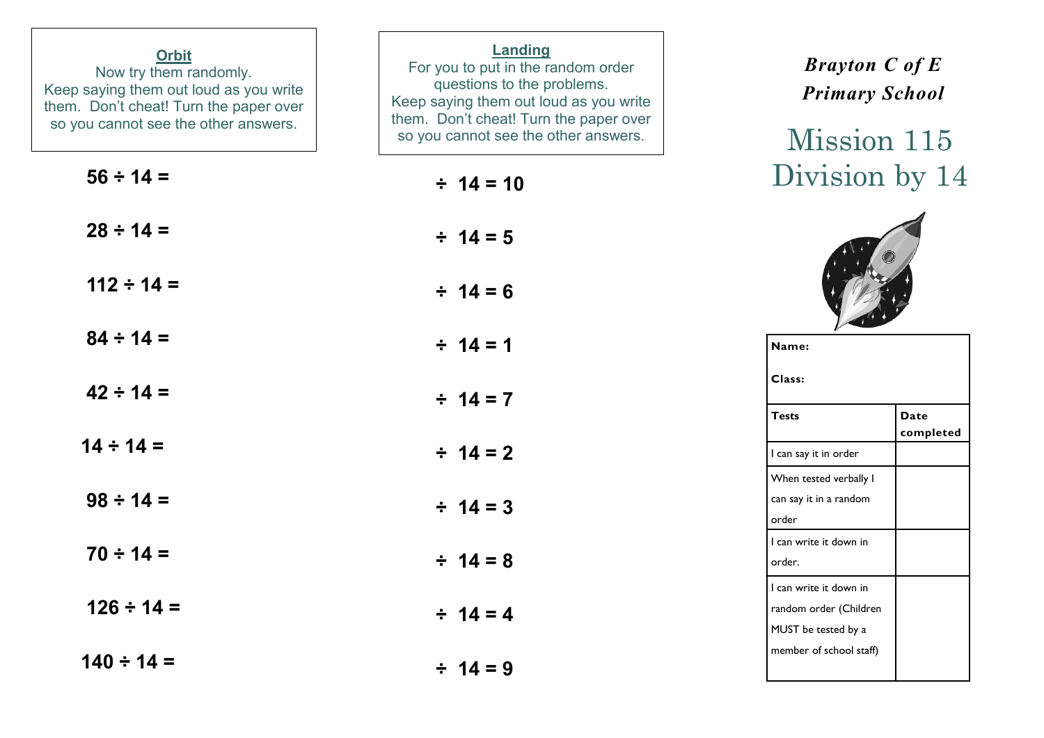## Orbit

Now try them randomly.
Keep saying them out loud as you write them. Don't cheat! Turn the paper over so you cannot see the other answers.

**56 ÷ 14 =**

**28 ÷ 14 =**

**112 ÷ 14 =**

**84 ÷ 14 =**

**42 ÷ 14 =**

**14 ÷ 14 =**

**98 ÷ 14 =**

**70 ÷ 14 =**

**126 ÷ 14 =**

**140 ÷ 14 =**

## Landing

For you to put in the random order questions to the problems.
Keep saying them out loud as you write them. Don't cheat! Turn the paper over so you cannot see the other answers.

**÷ 14 = 10**

**÷ 14 = 5**

**÷ 14 = 6**

**÷ 14 = 1**

**÷ 14 = 7**

**÷ 14 = 2**

**÷ 14 = 3**

**÷ 14 = 8**

**÷ 14 = 4**

**÷ 14 = 9**

***Brayton C of E Primary School***

# Mission 115 Division by 14

**Name:**

**Class:**

| **Tests** | **Date completed** |
|---|---|
| I can say it in order | |
| When tested verbally I can say it in a random order | |
| I can write it down in order. | |
| I can write it down in random order (Children MUST be tested by a member of school staff) | |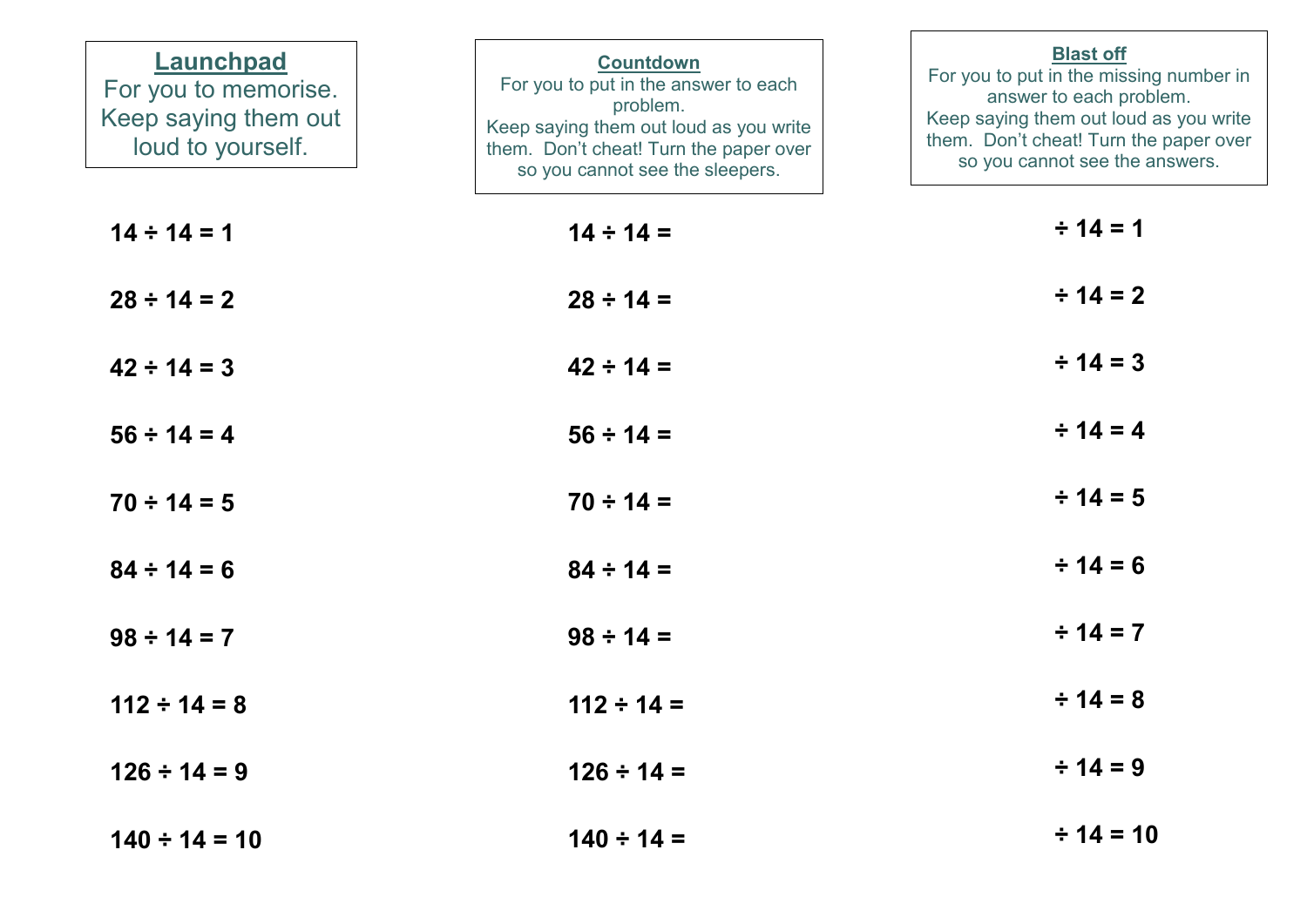| **Launchpad** For you to memorise. Keep saying them out loud to yourself. | **Countdown** For you to put in the answer to each problem. Keep saying them out loud as you write them. Don't cheat! Turn the paper over so you cannot see the sleepers. | **Blast off** For you to put in the missing number in answer to each problem. Keep saying them out loud as you write them. Don't cheat! Turn the paper over so you cannot see the answers. |
|---|---|---|
| **14 ÷ 14 = 1** | **14 ÷ 14 =** | **÷ 14 = 1** |
| **28 ÷ 14 = 2** | **28 ÷ 14 =** | **÷ 14 = 2** |
| **42 ÷ 14 = 3** | **42 ÷ 14 =** | **÷ 14 = 3** |
| **56 ÷ 14 = 4** | **56 ÷ 14 =** | **÷ 14 = 4** |
| **70 ÷ 14 = 5** | **70 ÷ 14 =** | **÷ 14 = 5** |
| **84 ÷ 14 = 6** | **84 ÷ 14 =** | **÷ 14 = 6** |
| **98 ÷ 14 = 7** | **98 ÷ 14 =** | **÷ 14 = 7** |
| **112 ÷ 14 = 8** | **112 ÷ 14 =** | **÷ 14 = 8** |
| **126 ÷ 14 = 9** | **126 ÷ 14 =** | **÷ 14 = 9** |
| **140 ÷ 14 = 10** | **140 ÷ 14 =** | **÷ 14 = 10** |